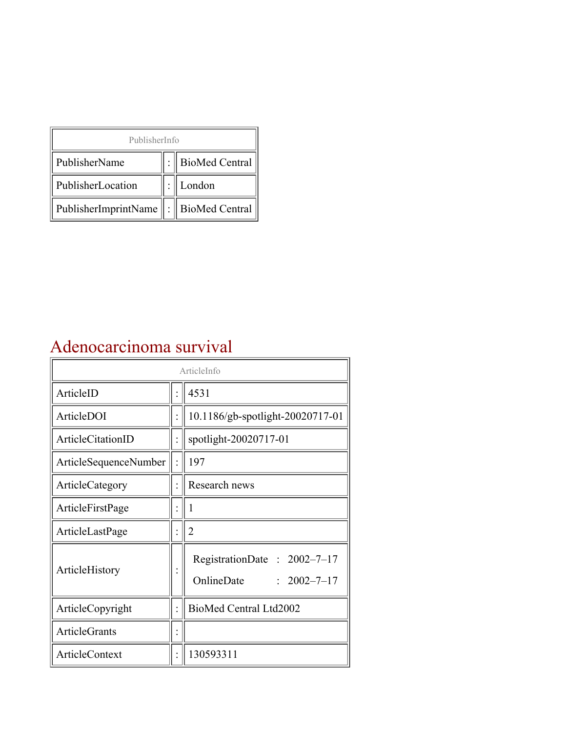| PublisherInfo | | |
|---|---|---|
| PublisherName | : | BioMed Central |
| PublisherLocation | : | London |
| PublisherImprintName | : | BioMed Central |

# Adenocarcinoma survival

| ArticleInfo | | |
|---|---|---|
| ArticleID | : | 4531 |
| ArticleDOI | : | 10.1186/gb-spotlight-20020717-01 |
| ArticleCitationID | : | spotlight-20020717-01 |
| ArticleSequenceNumber | : | 197 |
| ArticleCategory | : | Research news |
| ArticleFirstPage | : | 1 |
| ArticleLastPage | : | 2 |
| ArticleHistory | : | RegistrationDate : 2002–7–17<br>OnlineDate : 2002–7–17 |
| ArticleCopyright | : | BioMed Central Ltd2002 |
| ArticleGrants | : | |
| ArticleContext | : | 130593311 |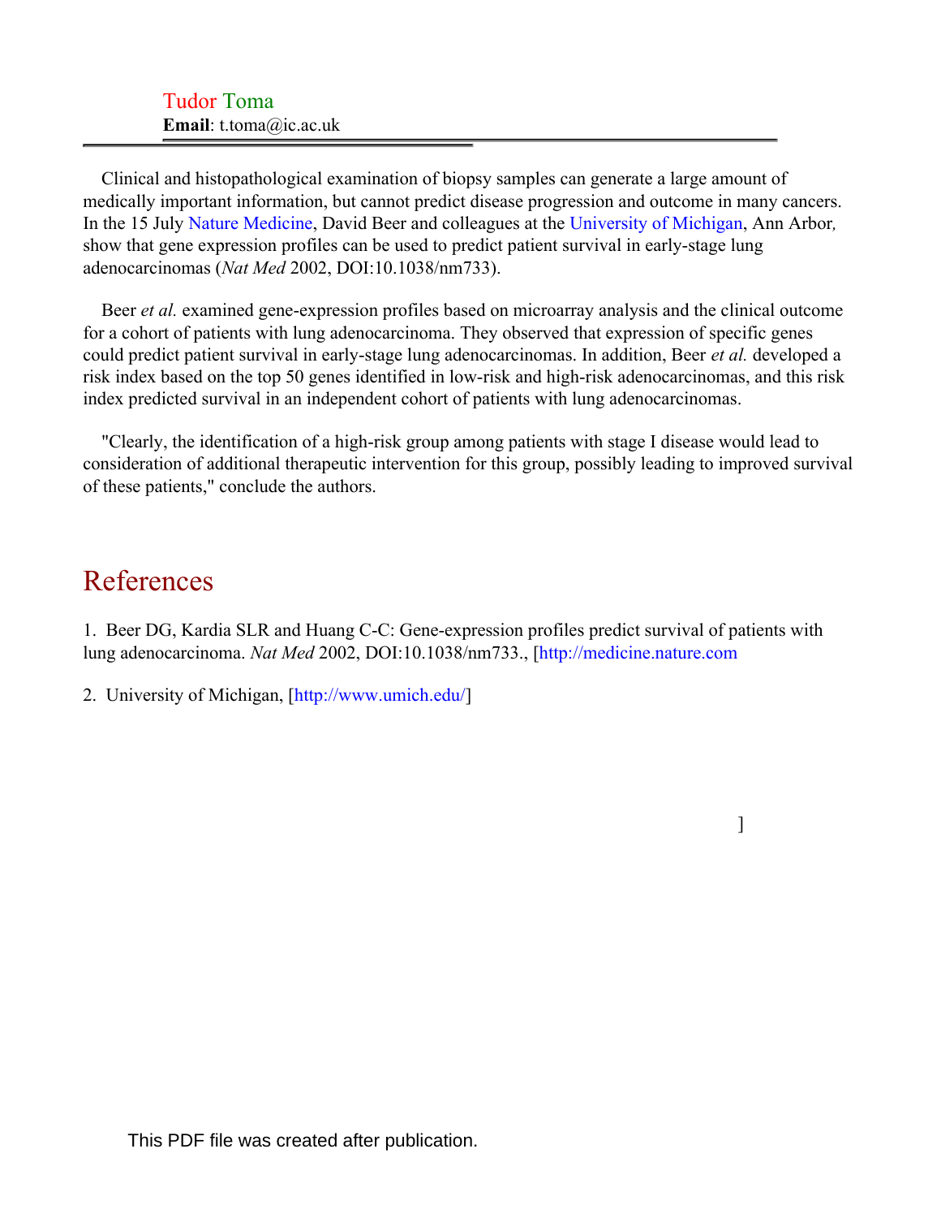Tudor Toma
**Email**: t.toma@ic.ac.uk

---

Clinical and histopathological examination of biopsy samples can generate a large amount of medically important information, but cannot predict disease progression and outcome in many cancers. In the 15 July Nature Medicine, David Beer and colleagues at the University of Michigan, Ann Arbor, show that gene expression profiles can be used to predict patient survival in early-stage lung adenocarcinomas (*Nat Med* 2002, DOI:10.1038/nm733).

Beer *et al.* examined gene-expression profiles based on microarray analysis and the clinical outcome for a cohort of patients with lung adenocarcinoma. They observed that expression of specific genes could predict patient survival in early-stage lung adenocarcinomas. In addition, Beer *et al.* developed a risk index based on the top 50 genes identified in low-risk and high-risk adenocarcinomas, and this risk index predicted survival in an independent cohort of patients with lung adenocarcinomas.

"Clearly, the identification of a high-risk group among patients with stage I disease would lead to consideration of additional therapeutic intervention for this group, possibly leading to improved survival of these patients," conclude the authors.

# References

1. Beer DG, Kardia SLR and Huang C-C: Gene-expression profiles predict survival of patients with lung adenocarcinoma. *Nat Med* 2002, DOI:10.1038/nm733., [http://medicine.nature.com ]

2. University of Michigan, [http://www.umich.edu/]

This PDF file was created after publication.